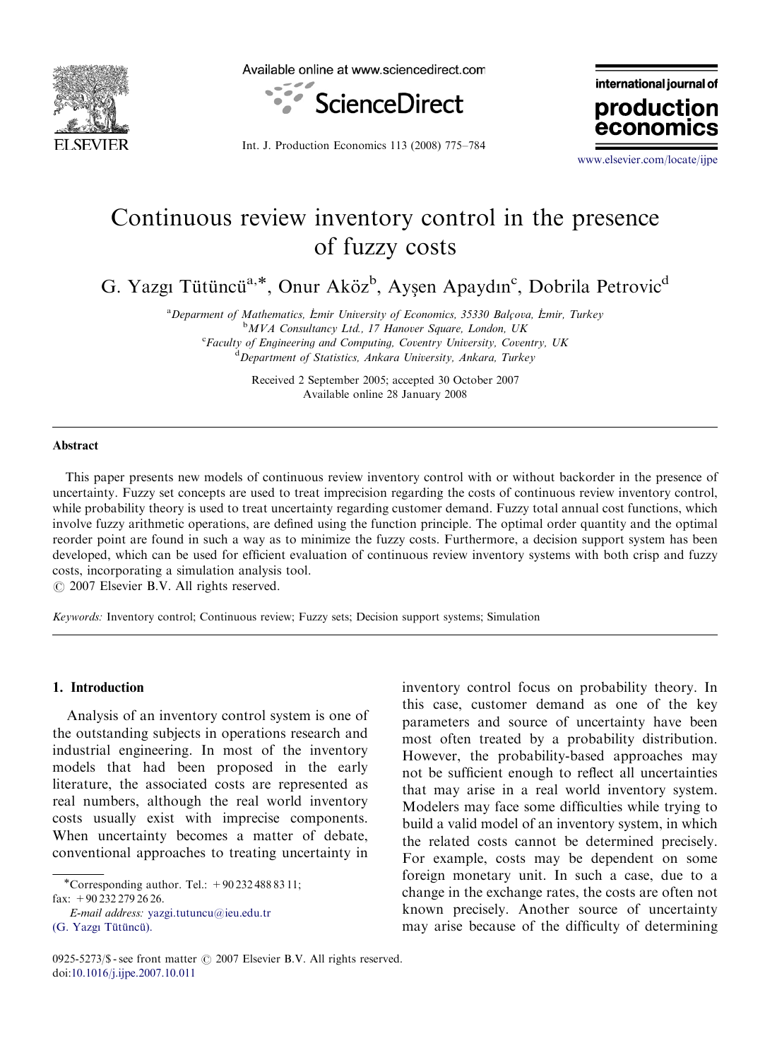# Continuous review inventory control in the presence of fuzzy costs

G. Yazgı Tütüncü[a,*], Onur Aköz[b], Ayşen Apaydın[c], Dobrila Petrovic[d]

[a]Deparment of Mathematics, İzmir University of Economics, 35330 Balçova, İzmir, Turkey
[b]MVA Consultancy Ltd., 17 Hanover Square, London, UK
[c]Faculty of Engineering and Computing, Coventry University, Coventry, UK
[d]Department of Statistics, Ankara University, Ankara, Turkey

Received 2 September 2005; accepted 30 October 2007
Available online 28 January 2008

## Abstract

This paper presents new models of continuous review inventory control with or without backorder in the presence of uncertainty. Fuzzy set concepts are used to treat imprecision regarding the costs of continuous review inventory control, while probability theory is used to treat uncertainty regarding customer demand. Fuzzy total annual cost functions, which involve fuzzy arithmetic operations, are defined using the function principle. The optimal order quantity and the optimal reorder point are found in such a way as to minimize the fuzzy costs. Furthermore, a decision support system has been developed, which can be used for efficient evaluation of continuous review inventory systems with both crisp and fuzzy costs, incorporating a simulation analysis tool.
© 2007 Elsevier B.V. All rights reserved.

*Keywords:* Inventory control; Continuous review; Fuzzy sets; Decision support systems; Simulation

## 1. Introduction

Analysis of an inventory control system is one of the outstanding subjects in operations research and industrial engineering. In most of the inventory models that had been proposed in the early literature, the associated costs are represented as real numbers, although the real world inventory costs usually exist with imprecise components. When uncertainty becomes a matter of debate, conventional approaches to treating uncertainty in inventory control focus on probability theory. In this case, customer demand as one of the key parameters and source of uncertainty have been most often treated by a probability distribution. However, the probability-based approaches may not be sufficient enough to reflect all uncertainties that may arise in a real world inventory system. Modelers may face some difficulties while trying to build a valid model of an inventory system, in which the related costs cannot be determined precisely. For example, costs may be dependent on some foreign monetary unit. In such a case, due to a change in the exchange rates, the costs are often not known precisely. Another source of uncertainty may arise because of the difficulty of determining

*Corresponding author. Tel.: +90 232 488 83 11; fax: +90 232 279 26 26.
*E-mail address:* yazgi.tutuncu@ieu.edu.tr (G. Yazgı Tütüncü).

0925-5273/$ - see front matter © 2007 Elsevier B.V. All rights reserved.
doi:10.1016/j.ijpe.2007.10.011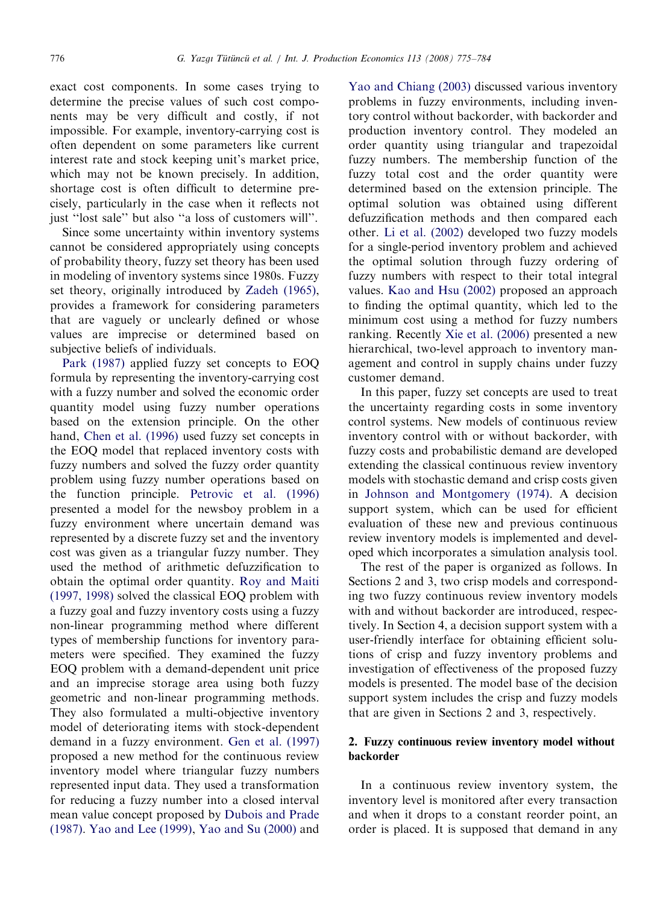exact cost components. In some cases trying to determine the precise values of such cost components may be very difficult and costly, if not impossible. For example, inventory-carrying cost is often dependent on some parameters like current interest rate and stock keeping unit's market price, which may not be known precisely. In addition, shortage cost is often difficult to determine precisely, particularly in the case when it reflects not just "lost sale" but also "a loss of customers will".

Since some uncertainty within inventory systems cannot be considered appropriately using concepts of probability theory, fuzzy set theory has been used in modeling of inventory systems since 1980s. Fuzzy set theory, originally introduced by Zadeh (1965), provides a framework for considering parameters that are vaguely or unclearly defined or whose values are imprecise or determined based on subjective beliefs of individuals.

Park (1987) applied fuzzy set concepts to EOQ formula by representing the inventory-carrying cost with a fuzzy number and solved the economic order quantity model using fuzzy number operations based on the extension principle. On the other hand, Chen et al. (1996) used fuzzy set concepts in the EOQ model that replaced inventory costs with fuzzy numbers and solved the fuzzy order quantity problem using fuzzy number operations based on the function principle. Petrovic et al. (1996) presented a model for the newsboy problem in a fuzzy environment where uncertain demand was represented by a discrete fuzzy set and the inventory cost was given as a triangular fuzzy number. They used the method of arithmetic defuzzification to obtain the optimal order quantity. Roy and Maiti (1997, 1998) solved the classical EOQ problem with a fuzzy goal and fuzzy inventory costs using a fuzzy non-linear programming method where different types of membership functions for inventory parameters were specified. They examined the fuzzy EOQ problem with a demand-dependent unit price and an imprecise storage area using both fuzzy geometric and non-linear programming methods. They also formulated a multi-objective inventory model of deteriorating items with stock-dependent demand in a fuzzy environment. Gen et al. (1997) proposed a new method for the continuous review inventory model where triangular fuzzy numbers represented input data. They used a transformation for reducing a fuzzy number into a closed interval mean value concept proposed by Dubois and Prade (1987). Yao and Lee (1999), Yao and Su (2000) and Yao and Chiang (2003) discussed various inventory problems in fuzzy environments, including inventory control without backorder, with backorder and production inventory control. They modeled an order quantity using triangular and trapezoidal fuzzy numbers. The membership function of the fuzzy total cost and the order quantity were determined based on the extension principle. The optimal solution was obtained using different defuzzification methods and then compared each other. Li et al. (2002) developed two fuzzy models for a single-period inventory problem and achieved the optimal solution through fuzzy ordering of fuzzy numbers with respect to their total integral values. Kao and Hsu (2002) proposed an approach to finding the optimal quantity, which led to the minimum cost using a method for fuzzy numbers ranking. Recently Xie et al. (2006) presented a new hierarchical, two-level approach to inventory management and control in supply chains under fuzzy customer demand.

In this paper, fuzzy set concepts are used to treat the uncertainty regarding costs in some inventory control systems. New models of continuous review inventory control with or without backorder, with fuzzy costs and probabilistic demand are developed extending the classical continuous review inventory models with stochastic demand and crisp costs given in Johnson and Montgomery (1974). A decision support system, which can be used for efficient evaluation of these new and previous continuous review inventory models is implemented and developed which incorporates a simulation analysis tool.

The rest of the paper is organized as follows. In Sections 2 and 3, two crisp models and corresponding two fuzzy continuous review inventory models with and without backorder are introduced, respectively. In Section 4, a decision support system with a user-friendly interface for obtaining efficient solutions of crisp and fuzzy inventory problems and investigation of effectiveness of the proposed fuzzy models is presented. The model base of the decision support system includes the crisp and fuzzy models that are given in Sections 2 and 3, respectively.

## 2. Fuzzy continuous review inventory model without backorder

In a continuous review inventory system, the inventory level is monitored after every transaction and when it drops to a constant reorder point, an order is placed. It is supposed that demand in any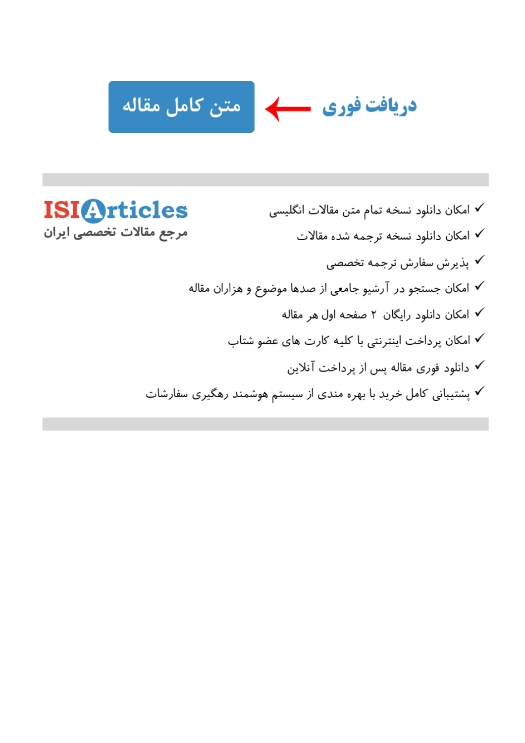دریافت فوری ← **متن کامل مقاله**

**ISIArticles**
مرجع مقالات تخصصی ایران

- ✓ امکان دانلود نسخه تمام متن مقالات انگلیسی
- ✓ امکان دانلود نسخه ترجمه شده مقالات
- ✓ پذیرش سفارش ترجمه تخصصی
- ✓ امکان جستجو در آرشیو جامعی از صدها موضوع و هزاران مقاله
- ✓ امکان دانلود رایگان ۲ صفحه اول هر مقاله
- ✓ امکان پرداخت اینترنتی با کلیه کارت های عضو شتاب
- ✓ دانلود فوری مقاله پس از پرداخت آنلاین
- ✓ پشتیبانی کامل خرید با بهره مندی از سیستم هوشمند رهگیری سفارشات